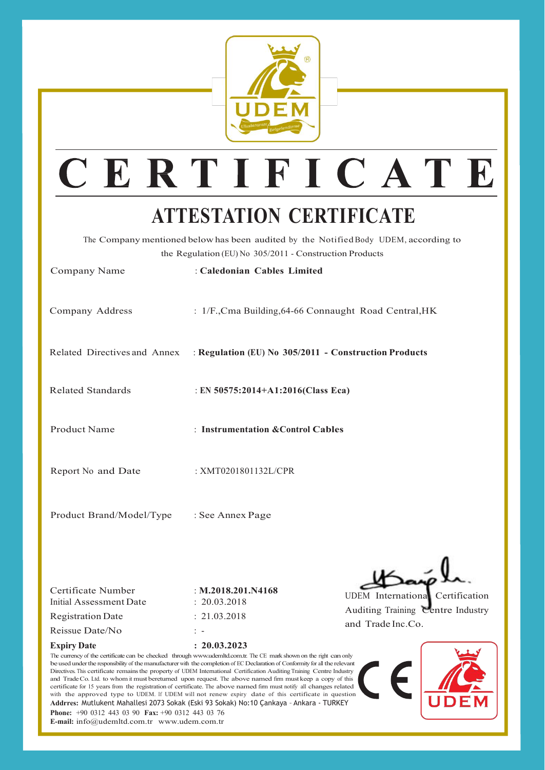# CERTIFICATE

## ATTESTATION CERTIFICATE

The Company mentioned below has been audited by the Notified Body UDEM, according to the Regulation (EU) No 305/2011 - Construction Products

| | |
|---|---|
| Company Name | : **Caledonian Cables Limited** |
| Company Address | : 1/F.,Cma Building,64-66 Connaught Road Central,HK |
| Related Directives and Annex | : **Regulation (EU) No 305/2011 - Construction Products** |
| Related Standards | : **EN 50575:2014+A1:2016(Class Eca)** |
| Product Name | : **Instrumentation &Control Cables** |
| Report No and Date | : XMT0201801132L/CPR |
| Product Brand/Model/Type | : See Annex Page |

| | |
|---|---|
| Certificate Number | : **M.2018.201.N4168** |
| Initial Assessment Date | : 20.03.2018 |
| Registration Date | : 21.03.2018 |
| Reissue Date/No | : - |
| **Expiry Date** | **: 20.03.2023** |

UDEM International Certification Auditing Training Centre Industry and Trade Inc.Co.

The currency of the certificate can be checked through www.udemltd.com.tr. The CE mark shown on the right can only be used under the responsibility of the manufacturer with the completion of EC Declaration of Conformity for all the relevant Directives. This certificate remains the property of UDEM International Certification Auditing Training Centre Industry and Trade Co. Ltd. to whom it must bereturned upon request. The above named firm must keep a copy of this certificate for 15 years from the registration of certificate. The above named firm must notify all changes related with the approved type to UDEM. If UDEM will not renew expiry date of this certificate in question

**Addrres:** Mutlukent Mahallesi 2073 Sokak (Eski 93 Sokak) No:10 Çankaya - Ankara - TURKEY
**Phone:** +90 0312 443 03 90 **Fax:** +90 0312 443 03 76
**E-mail:** info@udemltd.com.tr www.udem.com.tr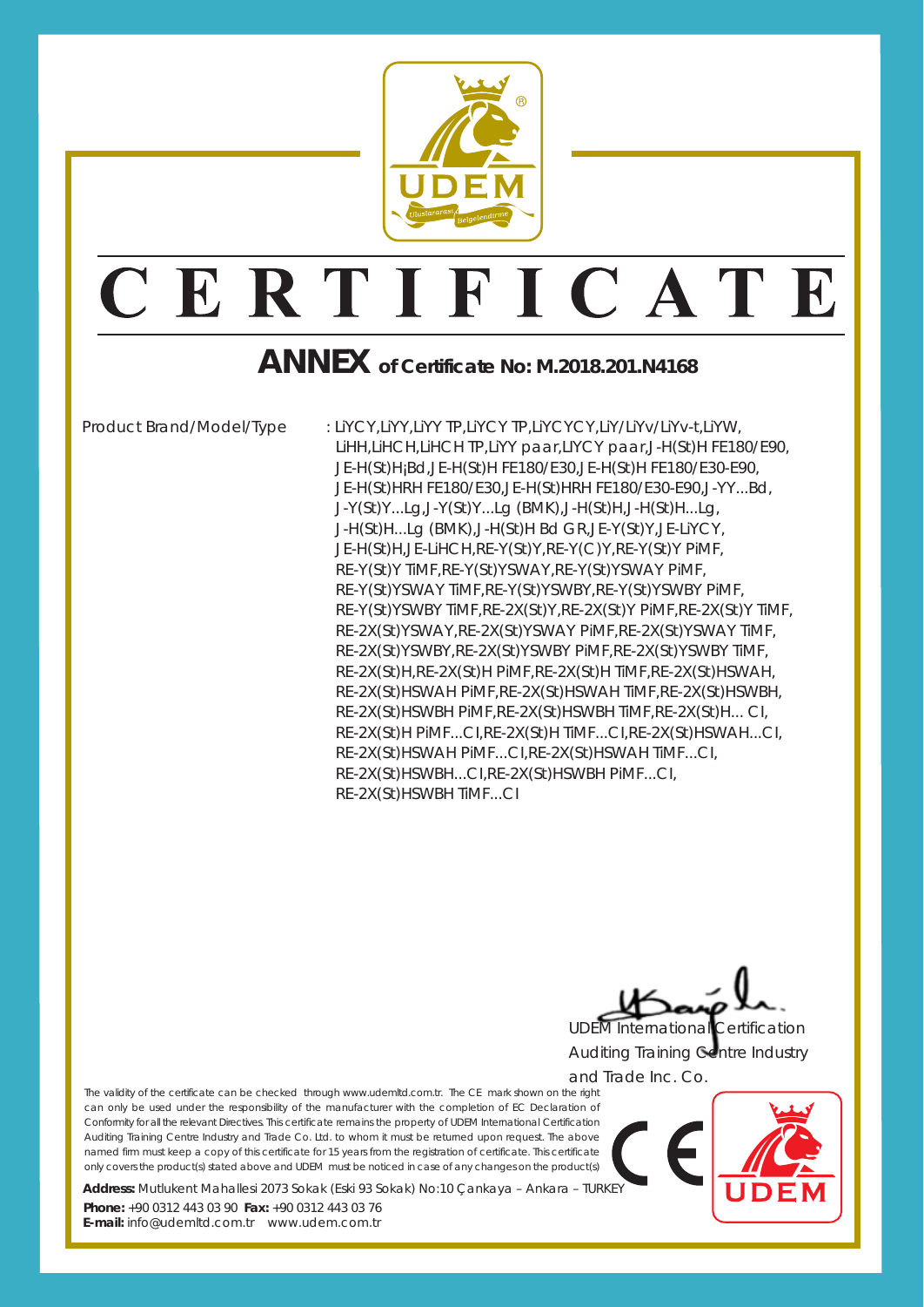# CERTIFICATE

## ANNEX of Certificate No: M.2018.201.N4168

Product Brand/Model/Type : LiYCY,LiYY,LiYY TP,LiYCY TP,LiYCYCY,LiY/LiYv/LiYv-t,LiYW, LiHH,LiHCH,LiHCH TP,LiYY paar,LiYCY paar,J-H(St)H FE180/E90, JE-H(St)H¡Bd,JE-H(St)H FE180/E30,JE-H(St)H FE180/E30-E90, JE-H(St)HRH FE180/E30,JE-H(St)HRH FE180/E30-E90,J-YY...Bd, J-Y(St)Y...Lg,J-Y(St)Y...Lg (BMK),J-H(St)H,J-H(St)H...Lg, J-H(St)H...Lg (BMK),J-H(St)H Bd GR,JE-Y(St)Y,JE-LiYCY, JE-H(St)H,JE-LiHCH,RE-Y(St)Y,RE-Y(C)Y,RE-Y(St)Y PiMF, RE-Y(St)Y TiMF,RE-Y(St)YSWAY,RE-Y(St)YSWAY PiMF, RE-Y(St)YSWAY TiMF,RE-Y(St)YSWBY,RE-Y(St)YSWBY PiMF, RE-Y(St)YSWBY TiMF,RE-2X(St)Y,RE-2X(St)Y PiMF,RE-2X(St)Y TiMF, RE-2X(St)YSWAY,RE-2X(St)YSWAY PiMF,RE-2X(St)YSWAY TiMF, RE-2X(St)YSWBY,RE-2X(St)YSWBY PiMF,RE-2X(St)YSWBY TiMF, RE-2X(St)H,RE-2X(St)H PiMF,RE-2X(St)H TiMF,RE-2X(St)HSWAH, RE-2X(St)HSWAH PiMF,RE-2X(St)HSWAH TiMF,RE-2X(St)HSWBH, RE-2X(St)HSWBH PiMF,RE-2X(St)HSWBH TiMF,RE-2X(St)H... CI, RE-2X(St)H PiMF...CI,RE-2X(St)H TiMF...CI,RE-2X(St)HSWAH...CI, RE-2X(St)HSWAH PiMF...CI,RE-2X(St)HSWAH TiMF...CI, RE-2X(St)HSWBH...CI,RE-2X(St)HSWBH PiMF...CI, RE-2X(St)HSWBH TiMF...CI

UDEM International Certification Auditing Training Centre Industry and Trade Inc. Co.

The validity of the certificate can be checked through www.udemltd.com.tr. The CE mark shown on the right can only be used under the responsibility of the manufacturer with the completion of EC Declaration of Conformity for all the relevant Directives. This certificate remains the property of UDEM International Certification Auditing Training Centre Industry and Trade Co. Ltd. to whom it must be returned upon request. The above named firm must keep a copy of this certificate for 15 years from the registration of certificate. This certificate only covers the product(s) stated above and UDEM must be noticed in case of any changes on the product(s)

**Address:** Mutlukent Mahallesi 2073 Sokak (Eski 93 Sokak) No:10 Çankaya – Ankara – TURKEY
**Phone:** +90 0312 443 03 90 **Fax:** +90 0312 443 03 76
**E-mail:** info@udemltd.com.tr www.udem.com.tr